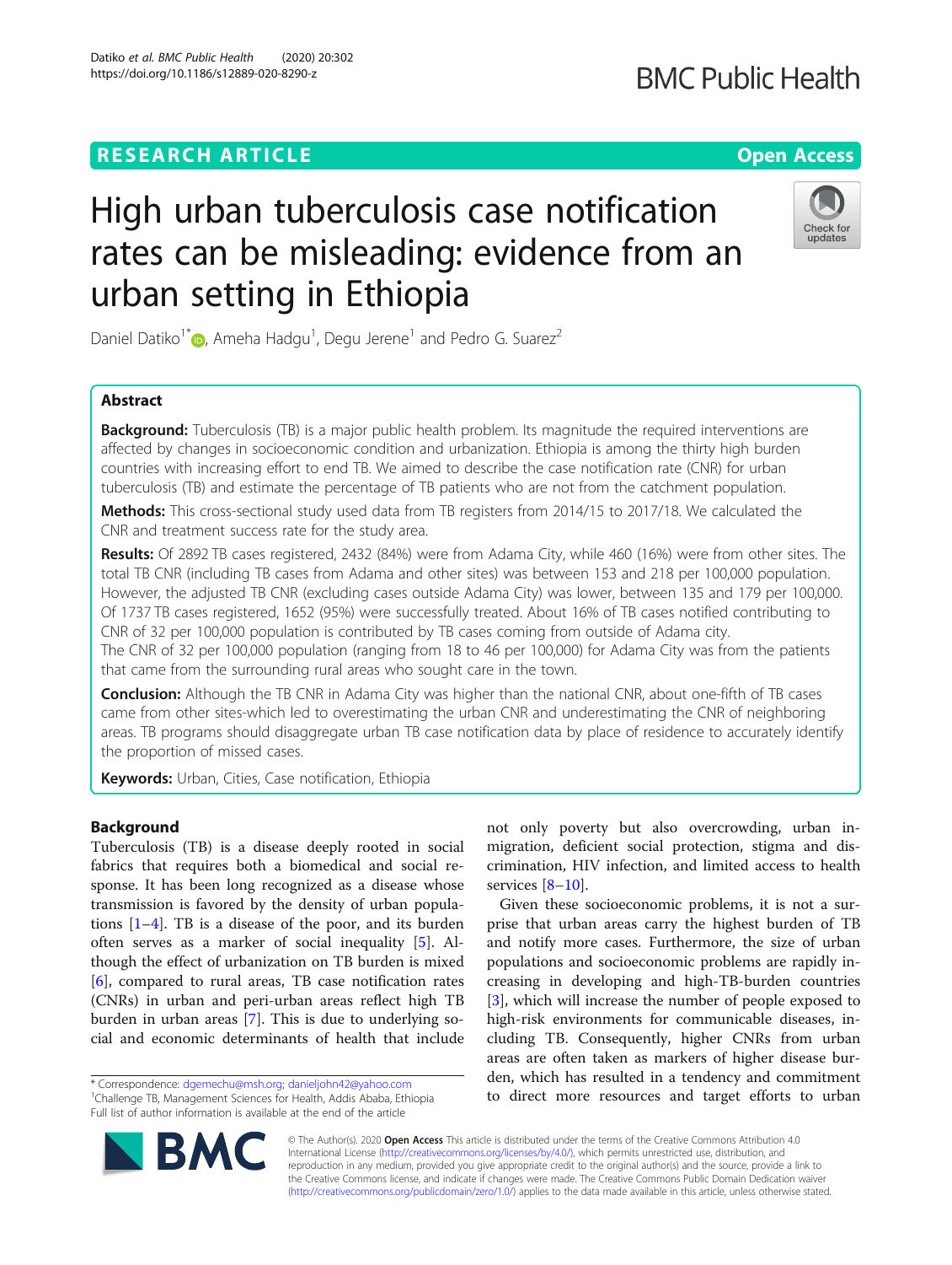# High urban tuberculosis case notification rates can be misleading: evidence from an urban setting in Ethiopia

Daniel Datiko[1*], Ameha Hadgu[1], Degu Jerene[1] and Pedro G. Suarez[2]

## Abstract

**Background:** Tuberculosis (TB) is a major public health problem. Its magnitude the required interventions are affected by changes in socioeconomic condition and urbanization. Ethiopia is among the thirty high burden countries with increasing effort to end TB. We aimed to describe the case notification rate (CNR) for urban tuberculosis (TB) and estimate the percentage of TB patients who are not from the catchment population.

**Methods:** This cross-sectional study used data from TB registers from 2014/15 to 2017/18. We calculated the CNR and treatment success rate for the study area.

**Results:** Of 2892 TB cases registered, 2432 (84%) were from Adama City, while 460 (16%) were from other sites. The total TB CNR (including TB cases from Adama and other sites) was between 153 and 218 per 100,000 population. However, the adjusted TB CNR (excluding cases outside Adama City) was lower, between 135 and 179 per 100,000. Of 1737 TB cases registered, 1652 (95%) were successfully treated. About 16% of TB cases notified contributing to CNR of 32 per 100,000 population is contributed by TB cases coming from outside of Adama city.

The CNR of 32 per 100,000 population (ranging from 18 to 46 per 100,000) for Adama City was from the patients that came from the surrounding rural areas who sought care in the town.

**Conclusion:** Although the TB CNR in Adama City was higher than the national CNR, about one-fifth of TB cases came from other sites-which led to overestimating the urban CNR and underestimating the CNR of neighboring areas. TB programs should disaggregate urban TB case notification data by place of residence to accurately identify the proportion of missed cases.

**Keywords:** Urban, Cities, Case notification, Ethiopia

## Background

Tuberculosis (TB) is a disease deeply rooted in social fabrics that requires both a biomedical and social response. It has been long recognized as a disease whose transmission is favored by the density of urban populations [1–4]. TB is a disease of the poor, and its burden often serves as a marker of social inequality [5]. Although the effect of urbanization on TB burden is mixed [6], compared to rural areas, TB case notification rates (CNRs) in urban and peri-urban areas reflect high TB burden in urban areas [7]. This is due to underlying social and economic determinants of health that include not only poverty but also overcrowding, urban in-migration, deficient social protection, stigma and discrimination, HIV infection, and limited access to health services [8–10].

Given these socioeconomic problems, it is not a surprise that urban areas carry the highest burden of TB and notify more cases. Furthermore, the size of urban populations and socioeconomic problems are rapidly increasing in developing and high-TB-burden countries [3], which will increase the number of people exposed to high-risk environments for communicable diseases, including TB. Consequently, higher CNRs from urban areas are often taken as markers of higher disease burden, which has resulted in a tendency and commitment to direct more resources and target efforts to urban

\* Correspondence: dgemechu@msh.org; danieljohn42@yahoo.com
[1]Challenge TB, Management Sciences for Health, Addis Ababa, Ethiopia
Full list of author information is available at the end of the article

© The Author(s). 2020 **Open Access** This article is distributed under the terms of the Creative Commons Attribution 4.0 International License (http://creativecommons.org/licenses/by/4.0/), which permits unrestricted use, distribution, and reproduction in any medium, provided you give appropriate credit to the original author(s) and the source, provide a link to the Creative Commons license, and indicate if changes were made. The Creative Commons Public Domain Dedication waiver (http://creativecommons.org/publicdomain/zero/1.0/) applies to the data made available in this article, unless otherwise stated.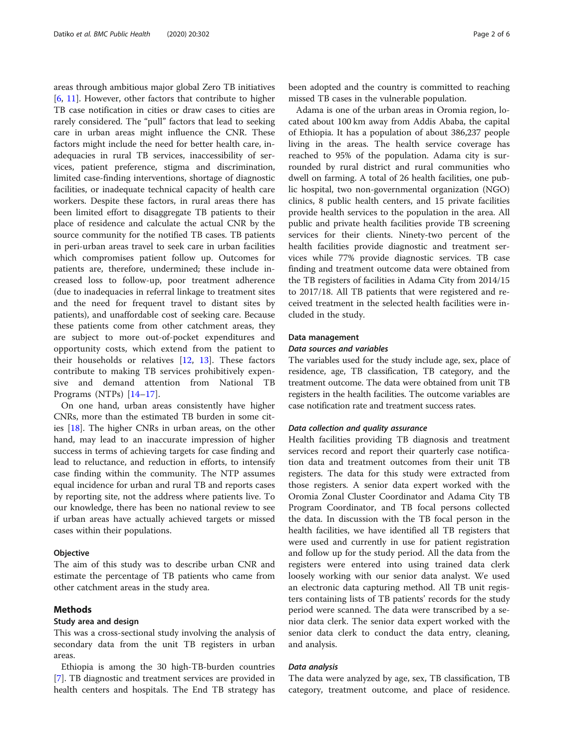areas through ambitious major global Zero TB initiatives [6, 11]. However, other factors that contribute to higher TB case notification in cities or draw cases to cities are rarely considered. The "pull" factors that lead to seeking care in urban areas might influence the CNR. These factors might include the need for better health care, inadequacies in rural TB services, inaccessibility of services, patient preference, stigma and discrimination, limited case-finding interventions, shortage of diagnostic facilities, or inadequate technical capacity of health care workers. Despite these factors, in rural areas there has been limited effort to disaggregate TB patients to their place of residence and calculate the actual CNR by the source community for the notified TB cases. TB patients in peri-urban areas travel to seek care in urban facilities which compromises patient follow up. Outcomes for patients are, therefore, undermined; these include increased loss to follow-up, poor treatment adherence (due to inadequacies in referral linkage to treatment sites and the need for frequent travel to distant sites by patients), and unaffordable cost of seeking care. Because these patients come from other catchment areas, they are subject to more out-of-pocket expenditures and opportunity costs, which extend from the patient to their households or relatives [12, 13]. These factors contribute to making TB services prohibitively expensive and demand attention from National TB Programs (NTPs) [14–17].

On one hand, urban areas consistently have higher CNRs, more than the estimated TB burden in some cities [18]. The higher CNRs in urban areas, on the other hand, may lead to an inaccurate impression of higher success in terms of achieving targets for case finding and lead to reluctance, and reduction in efforts, to intensify case finding within the community. The NTP assumes equal incidence for urban and rural TB and reports cases by reporting site, not the address where patients live. To our knowledge, there has been no national review to see if urban areas have actually achieved targets or missed cases within their populations.

## Objective

The aim of this study was to describe urban CNR and estimate the percentage of TB patients who came from other catchment areas in the study area.

## Methods

### Study area and design

This was a cross-sectional study involving the analysis of secondary data from the unit TB registers in urban areas.

Ethiopia is among the 30 high-TB-burden countries [7]. TB diagnostic and treatment services are provided in health centers and hospitals. The End TB strategy has been adopted and the country is committed to reaching missed TB cases in the vulnerable population.

Adama is one of the urban areas in Oromia region, located about 100 km away from Addis Ababa, the capital of Ethiopia. It has a population of about 386,237 people living in the areas. The health service coverage has reached to 95% of the population. Adama city is surrounded by rural district and rural communities who dwell on farming. A total of 26 health facilities, one public hospital, two non-governmental organization (NGO) clinics, 8 public health centers, and 15 private facilities provide health services to the population in the area. All public and private health facilities provide TB screening services for their clients. Ninety-two percent of the health facilities provide diagnostic and treatment services while 77% provide diagnostic services. TB case finding and treatment outcome data were obtained from the TB registers of facilities in Adama City from 2014/15 to 2017/18. All TB patients that were registered and received treatment in the selected health facilities were included in the study.

### Data management

#### *Data sources and variables*

The variables used for the study include age, sex, place of residence, age, TB classification, TB category, and the treatment outcome. The data were obtained from unit TB registers in the health facilities. The outcome variables are case notification rate and treatment success rates.

#### *Data collection and quality assurance*

Health facilities providing TB diagnosis and treatment services record and report their quarterly case notification data and treatment outcomes from their unit TB registers. The data for this study were extracted from those registers. A senior data expert worked with the Oromia Zonal Cluster Coordinator and Adama City TB Program Coordinator, and TB focal persons collected the data. In discussion with the TB focal person in the health facilities, we have identified all TB registers that were used and currently in use for patient registration and follow up for the study period. All the data from the registers were entered into using trained data clerk loosely working with our senior data analyst. We used an electronic data capturing method. All TB unit registers containing lists of TB patients' records for the study period were scanned. The data were transcribed by a senior data clerk. The senior data expert worked with the senior data clerk to conduct the data entry, cleaning, and analysis.

#### *Data analysis*

The data were analyzed by age, sex, TB classification, TB category, treatment outcome, and place of residence.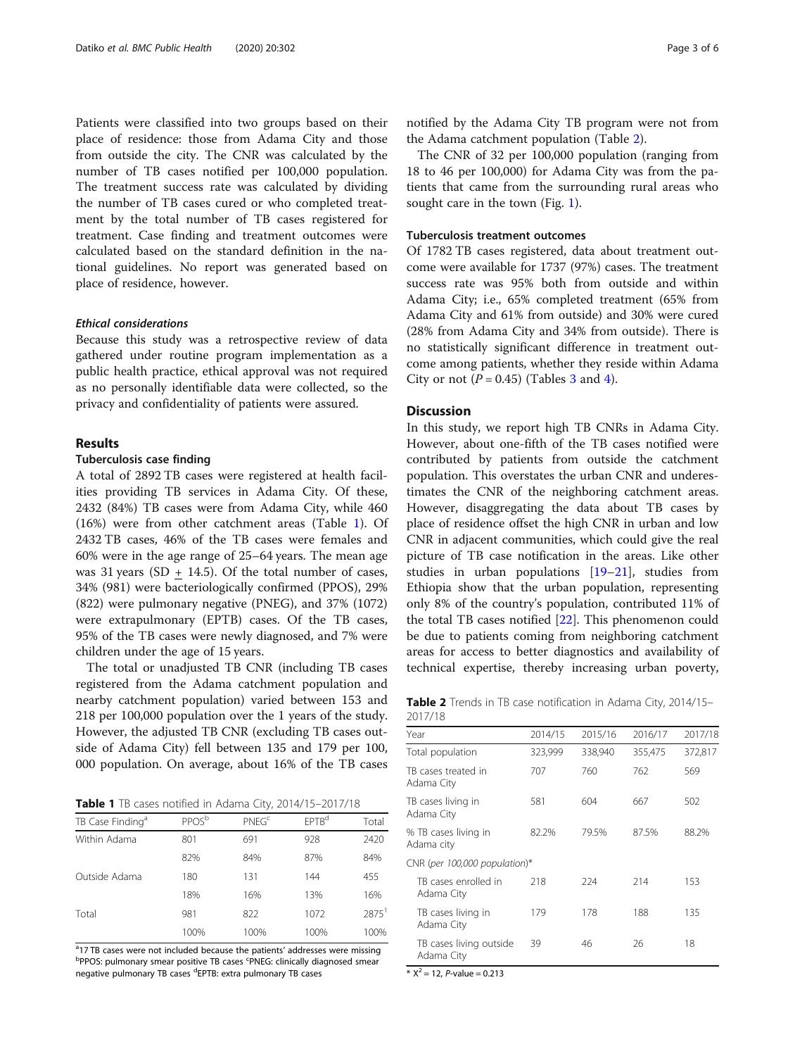Patients were classified into two groups based on their place of residence: those from Adama City and those from outside the city. The CNR was calculated by the number of TB cases notified per 100,000 population. The treatment success rate was calculated by dividing the number of TB cases cured or who completed treatment by the total number of TB cases registered for treatment. Case finding and treatment outcomes were calculated based on the standard definition in the national guidelines. No report was generated based on place of residence, however.

#### *Ethical considerations*

Because this study was a retrospective review of data gathered under routine program implementation as a public health practice, ethical approval was not required as no personally identifiable data were collected, so the privacy and confidentiality of patients were assured.

## Results

### Tuberculosis case finding

A total of 2892 TB cases were registered at health facilities providing TB services in Adama City. Of these, 2432 (84%) TB cases were from Adama City, while 460 (16%) were from other catchment areas (Table 1). Of 2432 TB cases, 46% of the TB cases were females and 60% were in the age range of 25–64 years. The mean age was 31 years (SD $\pm$ 14.5). Of the total number of cases, 34% (981) were bacteriologically confirmed (PPOS), 29% (822) were pulmonary negative (PNEG), and 37% (1072) were extrapulmonary (EPTB) cases. Of the TB cases, 95% of the TB cases were newly diagnosed, and 7% were children under the age of 15 years.

The total or unadjusted TB CNR (including TB cases registered from the Adama catchment population and nearby catchment population) varied between 153 and 218 per 100,000 population over the 1 years of the study. However, the adjusted TB CNR (excluding TB cases outside of Adama City) fell between 135 and 179 per 100,000 population. On average, about 16% of the TB cases notified by the Adama City TB program were not from the Adama catchment population (Table 2).

The CNR of 32 per 100,000 population (ranging from 18 to 46 per 100,000) for Adama City was from the patients that came from the surrounding rural areas who sought care in the town (Fig. 1).

**Table 1** TB cases notified in Adama City, 2014/15–2017/18

| TB Case Finding[a] | PPOS[b] | PNEG[c] | EPTB[d] | Total |
|---|---|---|---|---|
| Within Adama | 801 | 691 | 928 | 2420 |
| | 82% | 84% | 87% | 84% |
| Outside Adama | 180 | 131 | 144 | 455 |
| | 18% | 16% | 13% | 16% |
| Total | 981 | 822 | 1072 | 2875[1] |
| | 100% | 100% | 100% | 100% |

[a]17 TB cases were not included because the patients' addresses were missing [b]PPOS: pulmonary smear positive TB cases [c]PNEG: clinically diagnosed smear negative pulmonary TB cases [d]EPTB: extra pulmonary TB cases

### Tuberculosis treatment outcomes

Of 1782 TB cases registered, data about treatment outcome were available for 1737 (97%) cases. The treatment success rate was 95% both from outside and within Adama City; i.e., 65% completed treatment (65% from Adama City and 61% from outside) and 30% were cured (28% from Adama City and 34% from outside). There is no statistically significant difference in treatment outcome among patients, whether they reside within Adama City or not ($P = 0.45$) (Tables 3 and 4).

## Discussion

In this study, we report high TB CNRs in Adama City. However, about one-fifth of the TB cases notified were contributed by patients from outside the catchment population. This overstates the urban CNR and underestimates the CNR of the neighboring catchment areas. However, disaggregating the data about TB cases by place of residence offset the high CNR in urban and low CNR in adjacent communities, which could give the real picture of TB case notification in the areas. Like other studies in urban populations [19–21], studies from Ethiopia show that the urban population, representing only 8% of the country's population, contributed 11% of the total TB cases notified [22]. This phenomenon could be due to patients coming from neighboring catchment areas for access to better diagnostics and availability of technical expertise, thereby increasing urban poverty,

**Table 2** Trends in TB case notification in Adama City, 2014/15–2017/18

| Year | 2014/15 | 2015/16 | 2016/17 | 2017/18 |
|---|---|---|---|---|
| Total population | 323,999 | 338,940 | 355,475 | 372,817 |
| TB cases treated in Adama City | 707 | 760 | 762 | 569 |
| TB cases living in Adama City | 581 | 604 | 667 | 502 |
| % TB cases living in Adama city | 82.2% | 79.5% | 87.5% | 88.2% |
| CNR (*per 100,000 population*)* | | | | |
| TB cases enrolled in Adama City | 218 | 224 | 214 | 153 |
| TB cases living in Adama City | 179 | 178 | 188 | 135 |
| TB cases living outside Adama City | 39 | 46 | 26 | 18 |

* $X^2 = 12$, $P$-value = 0.213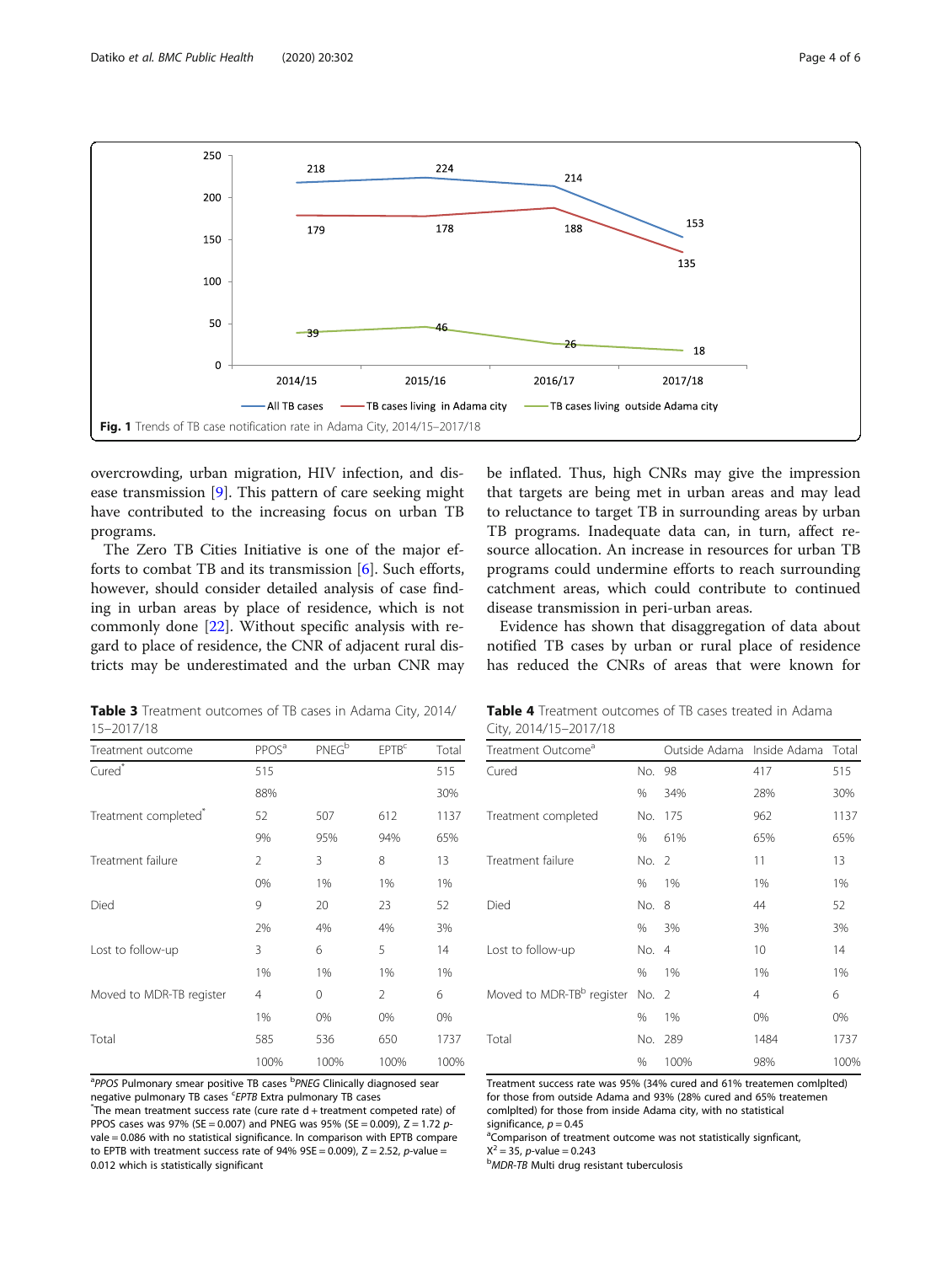Fig. 1 Trends of TB case notification rate in Adama City, 2014/15–2017/18

overcrowding, urban migration, HIV infection, and disease transmission [9]. This pattern of care seeking might have contributed to the increasing focus on urban TB programs.

The Zero TB Cities Initiative is one of the major efforts to combat TB and its transmission [6]. Such efforts, however, should consider detailed analysis of case finding in urban areas by place of residence, which is not commonly done [22]. Without specific analysis with regard to place of residence, the CNR of adjacent rural districts may be underestimated and the urban CNR may be inflated. Thus, high CNRs may give the impression that targets are being met in urban areas and may lead to reluctance to target TB in surrounding areas by urban TB programs. Inadequate data can, in turn, affect resource allocation. An increase in resources for urban TB programs could undermine efforts to reach surrounding catchment areas, which could contribute to continued disease transmission in peri-urban areas.

Evidence has shown that disaggregation of data about notified TB cases by urban or rural place of residence has reduced the CNRs of areas that were known for

**Table 3** Treatment outcomes of TB cases in Adama City, 2014/15–2017/18

| Treatment outcome | PPOS[a] | PNEG[b] | EPTB[c] | Total |
|---|---|---|---|---|
| Cured* | 515 | | | 515 |
| | 88% | | | 30% |
| Treatment completed* | 52 | 507 | 612 | 1137 |
| | 9% | 95% | 94% | 65% |
| Treatment failure | 2 | 3 | 8 | 13 |
| | 0% | 1% | 1% | 1% |
| Died | 9 | 20 | 23 | 52 |
| | 2% | 4% | 4% | 3% |
| Lost to follow-up | 3 | 6 | 5 | 14 |
| | 1% | 1% | 1% | 1% |
| Moved to MDR-TB register | 4 | 0 | 2 | 6 |
| | 1% | 0% | 0% | 0% |
| Total | 585 | 536 | 650 | 1737 |
| | 100% | 100% | 100% | 100% |

[a]*PPOS* Pulmonary smear positive TB cases [b]*PNEG* Clinically diagnosed sear negative pulmonary TB cases [c]*EPTB* Extra pulmonary TB cases
*The mean treatment success rate (cure rate d + treatment competed rate) of PPOS cases was 97% (SE = 0.007) and PNEG was 95% (SE = 0.009), Z = 1.72 p-value = 0.086 with no statistical significance. In comparison with EPTB compare to EPTB with treatment success rate of 94% 9SE = 0.009), Z = 2.52, *p*-value = 0.012 which is statistically significant

**Table 4** Treatment outcomes of TB cases treated in Adama City, 2014/15–2017/18

| Treatment Outcome[a] | | Outside Adama | Inside Adama | Total |
|---|---|---|---|---|
| Cured | No. | 98 | 417 | 515 |
| | % | 34% | 28% | 30% |
| Treatment completed | No. | 175 | 962 | 1137 |
| | % | 61% | 65% | 65% |
| Treatment failure | No. | 2 | 11 | 13 |
| | % | 1% | 1% | 1% |
| Died | No. | 8 | 44 | 52 |
| | % | 3% | 3% | 3% |
| Lost to follow-up | No. | 4 | 10 | 14 |
| | % | 1% | 1% | 1% |
| Moved to MDR-TB[b] register | No. | 2 | 4 | 6 |
| | % | 1% | 0% | 0% |
| Total | No. | 289 | 1484 | 1737 |
| | % | 100% | 98% | 100% |

Treatment success rate was 95% (34% cured and 61% treatemen comlplted) for those from outside Adama and 93% (28% cured and 65% treatemen comlplted) for those from inside Adama city, with no statistical significance, $p = 0.45$
[a]Comparison of treatment outcome was not statistically signficant, $X^2 = 35$, *p*-value = 0.243
[b]*MDR-TB* Multi drug resistant tuberculosis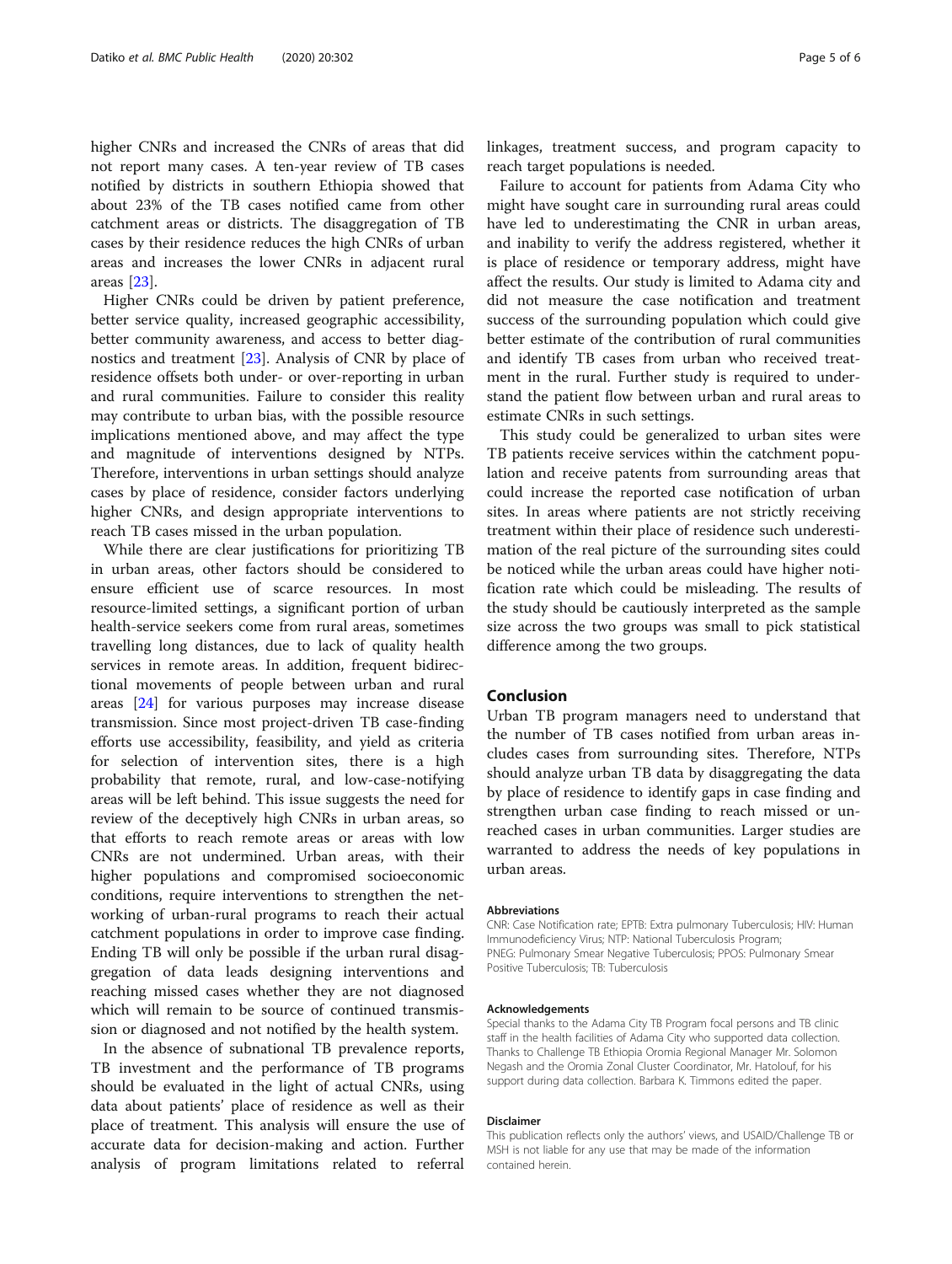higher CNRs and increased the CNRs of areas that did not report many cases. A ten-year review of TB cases notified by districts in southern Ethiopia showed that about 23% of the TB cases notified came from other catchment areas or districts. The disaggregation of TB cases by their residence reduces the high CNRs of urban areas and increases the lower CNRs in adjacent rural areas [23].

Higher CNRs could be driven by patient preference, better service quality, increased geographic accessibility, better community awareness, and access to better diagnostics and treatment [23]. Analysis of CNR by place of residence offsets both under- or over-reporting in urban and rural communities. Failure to consider this reality may contribute to urban bias, with the possible resource implications mentioned above, and may affect the type and magnitude of interventions designed by NTPs. Therefore, interventions in urban settings should analyze cases by place of residence, consider factors underlying higher CNRs, and design appropriate interventions to reach TB cases missed in the urban population.

While there are clear justifications for prioritizing TB in urban areas, other factors should be considered to ensure efficient use of scarce resources. In most resource-limited settings, a significant portion of urban health-service seekers come from rural areas, sometimes travelling long distances, due to lack of quality health services in remote areas. In addition, frequent bidirectional movements of people between urban and rural areas [24] for various purposes may increase disease transmission. Since most project-driven TB case-finding efforts use accessibility, feasibility, and yield as criteria for selection of intervention sites, there is a high probability that remote, rural, and low-case-notifying areas will be left behind. This issue suggests the need for review of the deceptively high CNRs in urban areas, so that efforts to reach remote areas or areas with low CNRs are not undermined. Urban areas, with their higher populations and compromised socioeconomic conditions, require interventions to strengthen the networking of urban-rural programs to reach their actual catchment populations in order to improve case finding. Ending TB will only be possible if the urban rural disaggregation of data leads designing interventions and reaching missed cases whether they are not diagnosed which will remain to be source of continued transmission or diagnosed and not notified by the health system.

In the absence of subnational TB prevalence reports, TB investment and the performance of TB programs should be evaluated in the light of actual CNRs, using data about patients' place of residence as well as their place of treatment. This analysis will ensure the use of accurate data for decision-making and action. Further analysis of program limitations related to referral linkages, treatment success, and program capacity to reach target populations is needed.

Failure to account for patients from Adama City who might have sought care in surrounding rural areas could have led to underestimating the CNR in urban areas, and inability to verify the address registered, whether it is place of residence or temporary address, might have affect the results. Our study is limited to Adama city and did not measure the case notification and treatment success of the surrounding population which could give better estimate of the contribution of rural communities and identify TB cases from urban who received treatment in the rural. Further study is required to understand the patient flow between urban and rural areas to estimate CNRs in such settings.

This study could be generalized to urban sites were TB patients receive services within the catchment population and receive patents from surrounding areas that could increase the reported case notification of urban sites. In areas where patients are not strictly receiving treatment within their place of residence such underestimation of the real picture of the surrounding sites could be noticed while the urban areas could have higher notification rate which could be misleading. The results of the study should be cautiously interpreted as the sample size across the two groups was small to pick statistical difference among the two groups.

## Conclusion

Urban TB program managers need to understand that the number of TB cases notified from urban areas includes cases from surrounding sites. Therefore, NTPs should analyze urban TB data by disaggregating the data by place of residence to identify gaps in case finding and strengthen urban case finding to reach missed or unreached cases in urban communities. Larger studies are warranted to address the needs of key populations in urban areas.

#### Abbreviations

CNR: Case Notification rate; EPTB: Extra pulmonary Tuberculosis; HIV: Human Immunodeficiency Virus; NTP: National Tuberculosis Program; PNEG: Pulmonary Smear Negative Tuberculosis; PPOS: Pulmonary Smear Positive Tuberculosis; TB: Tuberculosis

#### Acknowledgements

Special thanks to the Adama City TB Program focal persons and TB clinic staff in the health facilities of Adama City who supported data collection. Thanks to Challenge TB Ethiopia Oromia Regional Manager Mr. Solomon Negash and the Oromia Zonal Cluster Coordinator, Mr. Hatolouf, for his support during data collection. Barbara K. Timmons edited the paper.

#### Disclaimer

This publication reflects only the authors' views, and USAID/Challenge TB or MSH is not liable for any use that may be made of the information contained herein.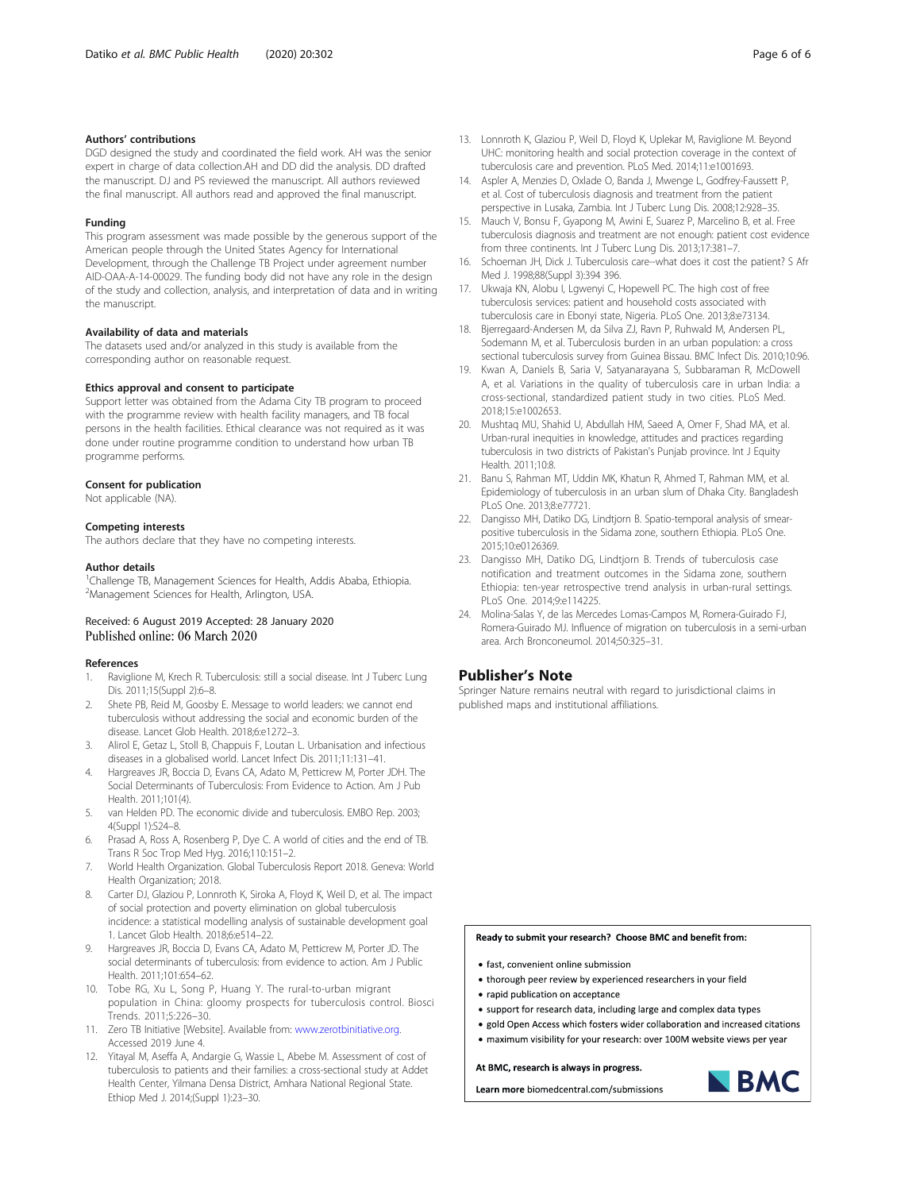### Authors' contributions

DGD designed the study and coordinated the field work. AH was the senior expert in charge of data collection.AH and DD did the analysis. DD drafted the manuscript. DJ and PS reviewed the manuscript. All authors reviewed the final manuscript. All authors read and approved the final manuscript.

### Funding

This program assessment was made possible by the generous support of the American people through the United States Agency for International Development, through the Challenge TB Project under agreement number AID-OAA-A-14-00029. The funding body did not have any role in the design of the study and collection, analysis, and interpretation of data and in writing the manuscript.

### Availability of data and materials

The datasets used and/or analyzed in this study is available from the corresponding author on reasonable request.

### Ethics approval and consent to participate

Support letter was obtained from the Adama City TB program to proceed with the programme review with health facility managers, and TB focal persons in the health facilities. Ethical clearance was not required as it was done under routine programme condition to understand how urban TB programme performs.

### Consent for publication

Not applicable (NA).

### Competing interests

The authors declare that they have no competing interests.

### Author details

[1]Challenge TB, Management Sciences for Health, Addis Ababa, Ethiopia. [2]Management Sciences for Health, Arlington, USA.

Received: 6 August 2019 Accepted: 28 January 2020
Published online: 06 March 2020

### References

1. Raviglione M, Krech R. Tuberculosis: still a social disease. Int J Tuberc Lung Dis. 2011;15(Suppl 2):6–8.
2. Shete PB, Reid M, Goosby E. Message to world leaders: we cannot end tuberculosis without addressing the social and economic burden of the disease. Lancet Glob Health. 2018;6:e1272–3.
3. Alirol E, Getaz L, Stoll B, Chappuis F, Loutan L. Urbanisation and infectious diseases in a globalised world. Lancet Infect Dis. 2011;11:131–41.
4. Hargreaves JR, Boccia D, Evans CA, Adato M, Petticrew M, Porter JDH. The Social Determinants of Tuberculosis: From Evidence to Action. Am J Pub Health. 2011;101(4).
5. van Helden PD. The economic divide and tuberculosis. EMBO Rep. 2003; 4(Suppl 1):S24–8.
6. Prasad A, Ross A, Rosenberg P, Dye C. A world of cities and the end of TB. Trans R Soc Trop Med Hyg. 2016;110:151–2.
7. World Health Organization. Global Tuberculosis Report 2018. Geneva: World Health Organization; 2018.
8. Carter DJ, Glaziou P, Lonnroth K, Siroka A, Floyd K, Weil D, et al. The impact of social protection and poverty elimination on global tuberculosis incidence: a statistical modelling analysis of sustainable development goal 1. Lancet Glob Health. 2018;6:e514–22.
9. Hargreaves JR, Boccia D, Evans CA, Adato M, Petticrew M, Porter JD. The social determinants of tuberculosis: from evidence to action. Am J Public Health. 2011;101:654–62.
10. Tobe RG, Xu L, Song P, Huang Y. The rural-to-urban migrant population in China: gloomy prospects for tuberculosis control. Biosci Trends. 2011;5:226–30.
11. Zero TB Initiative [Website]. Available from: www.zerotbinitiative.org. Accessed 2019 June 4.
12. Yitayal M, Aseffa A, Andargie G, Wassie L, Abebe M. Assessment of cost of tuberculosis to patients and their families: a cross-sectional study at Addet Health Center, Yilmana Densa District, Amhara National Regional State. Ethiop Med J. 2014;(Suppl 1):23–30.
13. Lonnroth K, Glaziou P, Weil D, Floyd K, Uplekar M, Raviglione M. Beyond UHC: monitoring health and social protection coverage in the context of tuberculosis care and prevention. PLoS Med. 2014;11:e1001693.
14. Aspler A, Menzies D, Oxlade O, Banda J, Mwenge L, Godfrey-Faussett P, et al. Cost of tuberculosis diagnosis and treatment from the patient perspective in Lusaka, Zambia. Int J Tuberc Lung Dis. 2008;12:928–35.
15. Mauch V, Bonsu F, Gyapong M, Awini E, Suarez P, Marcelino B, et al. Free tuberculosis diagnosis and treatment are not enough: patient cost evidence from three continents. Int J Tuberc Lung Dis. 2013;17:381–7.
16. Schoeman JH, Dick J. Tuberculosis care--what does it cost the patient? S Afr Med J. 1998;88(Suppl 3):394 396.
17. Ukwaja KN, Alobu I, Lgwenyi C, Hopewell PC. The high cost of free tuberculosis services: patient and household costs associated with tuberculosis care in Ebonyi state, Nigeria. PLoS One. 2013;8:e73134.
18. Bjerregaard-Andersen M, da Silva ZJ, Ravn P, Ruhwald M, Andersen PL, Sodemann M, et al. Tuberculosis burden in an urban population: a cross sectional tuberculosis survey from Guinea Bissau. BMC Infect Dis. 2010;10:96.
19. Kwan A, Daniels B, Saria V, Satyanarayana S, Subbaraman R, McDowell A, et al. Variations in the quality of tuberculosis care in urban India: a cross-sectional, standardized patient study in two cities. PLoS Med. 2018;15:e1002653.
20. Mushtaq MU, Shahid U, Abdullah HM, Saeed A, Omer F, Shad MA, et al. Urban-rural inequities in knowledge, attitudes and practices regarding tuberculosis in two districts of Pakistan's Punjab province. Int J Equity Health. 2011;10:8.
21. Banu S, Rahman MT, Uddin MK, Khatun R, Ahmed T, Rahman MM, et al. Epidemiology of tuberculosis in an urban slum of Dhaka City. Bangladesh PLoS One. 2013;8:e77721.
22. Dangisso MH, Datiko DG, Lindtjorn B. Spatio-temporal analysis of smear-positive tuberculosis in the Sidama zone, southern Ethiopia. PLoS One. 2015;10:e0126369.
23. Dangisso MH, Datiko DG, Lindtjorn B. Trends of tuberculosis case notification and treatment outcomes in the Sidama zone, southern Ethiopia: ten-year retrospective trend analysis in urban-rural settings. PLoS One. 2014;9:e114225.
24. Molina-Salas Y, de las Mercedes Lomas-Campos M, Romera-Guirado FJ, Romera-Guirado MJ. Influence of migration on tuberculosis in a semi-urban area. Arch Bronconeumol. 2014;50:325–31.

## Publisher's Note

Springer Nature remains neutral with regard to jurisdictional claims in published maps and institutional affiliations.

**Ready to submit your research? Choose BMC and benefit from:**

- fast, convenient online submission
- thorough peer review by experienced researchers in your field
- rapid publication on acceptance
- support for research data, including large and complex data types
- gold Open Access which fosters wider collaboration and increased citations
- maximum visibility for your research: over 100M website views per year

**At BMC, research is always in progress.**

**Learn more** biomedcentral.com/submissions

BMC